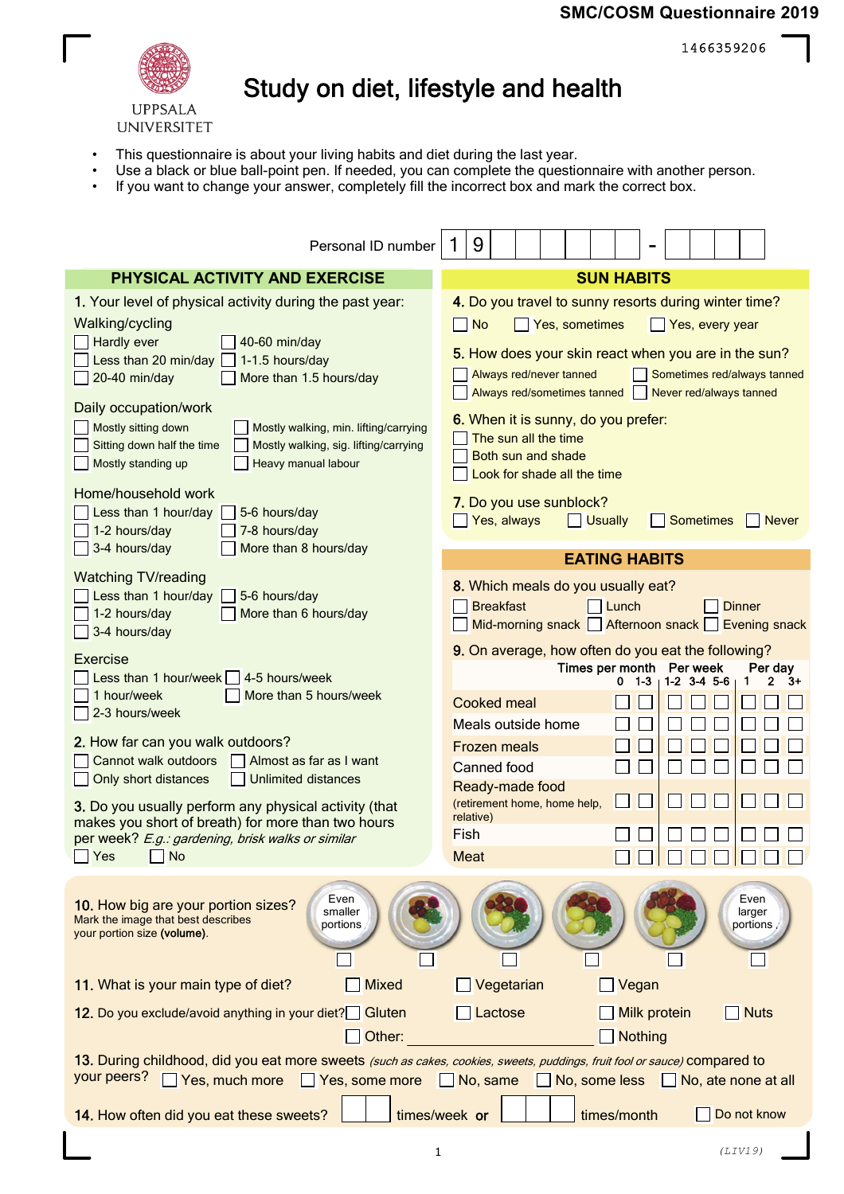SMC/COSM Questionnaire 2019

1466359206

UPPSALA UNIVERSITET

# Study on diet, lifestyle and health

- This questionnaire is about your living habits and diet during the last year.
- Use a black or blue ball-point pen. If needed, you can complete the questionnaire with another person.
- If you want to change your answer, completely fill the incorrect box and mark the correct box.

Personal ID number 1 9 _ _ _ _ _ _ - _ _ _ _

## PHYSICAL ACTIVITY AND EXERCISE

**1.** Your level of physical activity during the past year:

Walking/cycling

- ☐ Hardly ever
- ☐ Less than 20 min/day
- ☐ 20-40 min/day
- ☐ 40-60 min/day
- ☐ 1-1.5 hours/day
- ☐ More than 1.5 hours/day

Daily occupation/work

- ☐ Mostly sitting down
- ☐ Sitting down half the time
- ☐ Mostly standing up
- ☐ Mostly walking, min. lifting/carrying
- ☐ Mostly walking, sig. lifting/carrying
- ☐ Heavy manual labour

Home/household work

- ☐ Less than 1 hour/day
- ☐ 1-2 hours/day
- ☐ 3-4 hours/day
- ☐ 5-6 hours/day
- ☐ 7-8 hours/day
- ☐ More than 8 hours/day

Watching TV/reading

- ☐ Less than 1 hour/day
- ☐ 1-2 hours/day
- ☐ 3-4 hours/day
- ☐ 5-6 hours/day
- ☐ More than 6 hours/day

Exercise

- ☐ Less than 1 hour/week
- ☐ 1 hour/week
- ☐ 2-3 hours/week
- ☐ 4-5 hours/week
- ☐ More than 5 hours/week

**2.** How far can you walk outdoors?

- ☐ Cannot walk outdoors
- ☐ Only short distances
- ☐ Almost as far as I want
- ☐ Unlimited distances

**3.** Do you usually perform any physical activity (that makes you short of breath) for more than two hours per week? *E.g.: gardening, brisk walks or similar*

- ☐ Yes
- ☐ No

## SUN HABITS

**4.** Do you travel to sunny resorts during winter time?

- ☐ No
- ☐ Yes, sometimes
- ☐ Yes, every year

**5.** How does your skin react when you are in the sun?

- ☐ Always red/never tanned
- ☐ Always red/sometimes tanned
- ☐ Sometimes red/always tanned
- ☐ Never red/always tanned

**6.** When it is sunny, do you prefer:

- ☐ The sun all the time
- ☐ Both sun and shade
- ☐ Look for shade all the time

**7.** Do you use sunblock?

- ☐ Yes, always
- ☐ Usually
- ☐ Sometimes
- ☐ Never

## EATING HABITS

**8.** Which meals do you usually eat?

- ☐ Breakfast
- ☐ Lunch
- ☐ Dinner
- ☐ Mid-morning snack
- ☐ Afternoon snack
- ☐ Evening snack

**9.** On average, how often do you eat the following?

| | Times per month | | Per week | | | Per day | | |
|---|---|---|---|---|---|---|---|---|
| | 0 | 1-3 | 1-2 | 3-4 | 5-6 | 1 | 2 | 3+ |
| Cooked meal | ☐ | ☐ | ☐ | ☐ | ☐ | ☐ | ☐ | ☐ |
| Meals outside home | ☐ | ☐ | ☐ | ☐ | ☐ | ☐ | ☐ | ☐ |
| Frozen meals | ☐ | ☐ | ☐ | ☐ | ☐ | ☐ | ☐ | ☐ |
| Canned food | ☐ | ☐ | ☐ | ☐ | ☐ | ☐ | ☐ | ☐ |
| Ready-made food (retirement home, home help, relative) | ☐ | ☐ | ☐ | ☐ | ☐ | ☐ | ☐ | ☐ |
| Fish | ☐ | ☐ | ☐ | ☐ | ☐ | ☐ | ☐ | ☐ |
| Meat | ☐ | ☐ | ☐ | ☐ | ☐ | ☐ | ☐ | ☐ |

**10.** How big are your portion sizes?
Mark the image that best describes your portion size **(volume)**.

☐ Even smaller portions ☐ ☐ ☐ ☐ ☐ Even larger portions

**11.** What is your main type of diet?

- ☐ Mixed
- ☐ Vegetarian
- ☐ Vegan

**12.** Do you exclude/avoid anything in your diet?

- ☐ Gluten
- ☐ Lactose
- ☐ Milk protein
- ☐ Nuts
- ☐ Other: ____________
- ☐ Nothing

**13.** During childhood, did you eat more sweets *(such as cakes, cookies, sweets, puddings, fruit fool or sauce)* compared to your peers?

- ☐ Yes, much more
- ☐ Yes, some more
- ☐ No, same
- ☐ No, some less
- ☐ No, ate none at all

**14.** How often did you eat these sweets? ☐☐ times/week **or** ☐☐☐ times/month ☐ Do not know

(LIV19)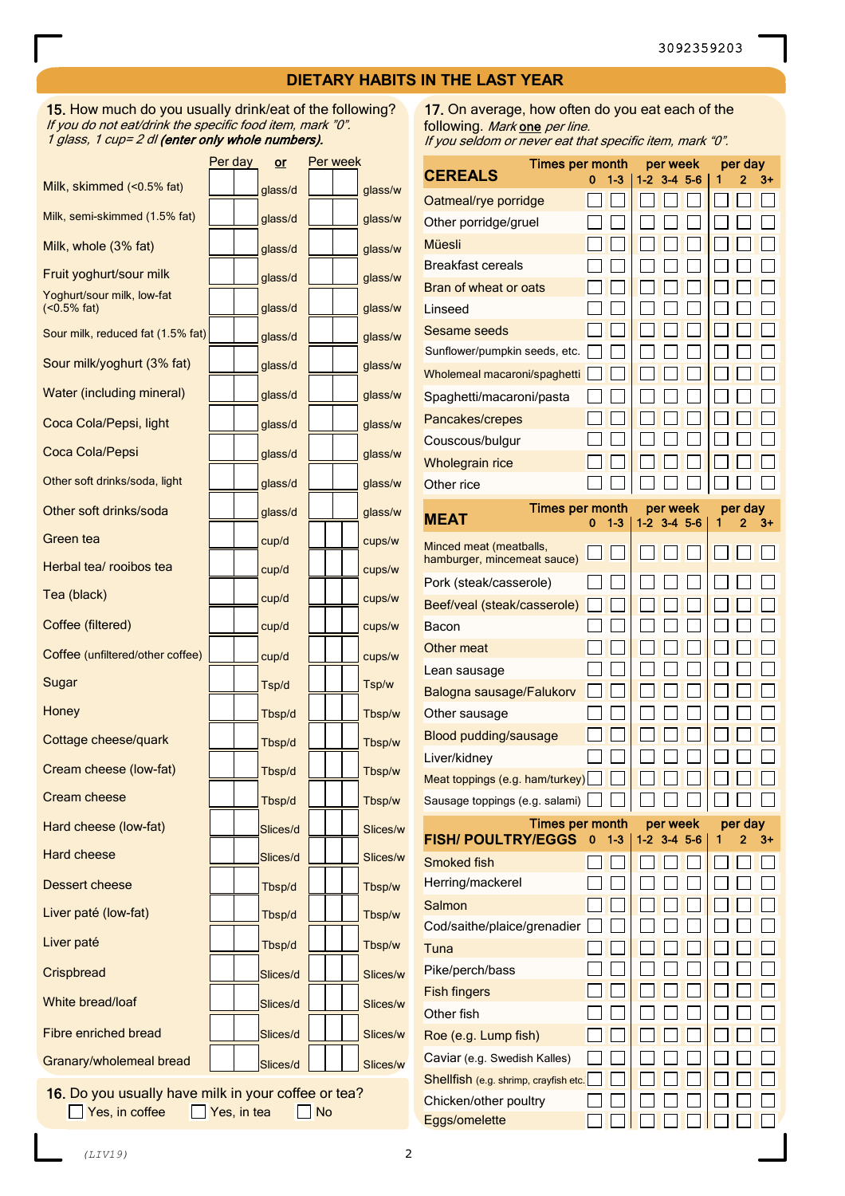3092359203

# DIETARY HABITS IN THE LAST YEAR

## 15. How much do you usually drink/eat of the following?

*If you do not eat/drink the specific food item, mark "0". 1 glass, 1 cup= 2 dl* ***(enter only whole numbers).***

| | Per day | **or** | Per week |
|---|---|---|---|
| Milk, skimmed (<0.5% fat) | glass/d | | glass/w |
| Milk, semi-skimmed (1.5% fat) | glass/d | | glass/w |
| Milk, whole (3% fat) | glass/d | | glass/w |
| Fruit yoghurt/sour milk | glass/d | | glass/w |
| Yoghurt/sour milk, low-fat (<0.5% fat) | glass/d | | glass/w |
| Sour milk, reduced fat (1.5% fat) | glass/d | | glass/w |
| Sour milk/yoghurt (3% fat) | glass/d | | glass/w |
| Water (including mineral) | glass/d | | glass/w |
| Coca Cola/Pepsi, light | glass/d | | glass/w |
| Coca Cola/Pepsi | glass/d | | glass/w |
| Other soft drinks/soda, light | glass/d | | glass/w |
| Other soft drinks/soda | glass/d | | glass/w |
| Green tea | cup/d | | cups/w |
| Herbal tea/ rooibos tea | cup/d | | cups/w |
| Tea (black) | cup/d | | cups/w |
| Coffee (filtered) | cup/d | | cups/w |
| Coffee (unfiltered/other coffee) | cup/d | | cups/w |
| Sugar | Tsp/d | | Tsp/w |
| Honey | Tbsp/d | | Tbsp/w |
| Cottage cheese/quark | Tbsp/d | | Tbsp/w |
| Cream cheese (low-fat) | Tbsp/d | | Tbsp/w |
| Cream cheese | Tbsp/d | | Tbsp/w |
| Hard cheese (low-fat) | Slices/d | | Slices/w |
| Hard cheese | Slices/d | | Slices/w |
| Dessert cheese | Tbsp/d | | Tbsp/w |
| Liver paté (low-fat) | Tbsp/d | | Tbsp/w |
| Liver paté | Tbsp/d | | Tbsp/w |
| Crispbread | Slices/d | | Slices/w |
| White bread/loaf | Slices/d | | Slices/w |
| Fibre enriched bread | Slices/d | | Slices/w |
| Granary/wholemeal bread | Slices/d | | Slices/w |

## 16. Do you usually have milk in your coffee or tea?

☐ Yes, in coffee ☐ Yes, in tea ☐ No

## 17. On average, how often do you eat each of the following.

*Mark* ***one*** *per line. If you seldom or never eat that specific item, mark "0".*

| CEREALS | Times per month 0 | 1-3 | per week 1-2 | 3-4 | 5-6 | per day 1 | 2 | 3+ |
|---|---|---|---|---|---|---|---|---|
| Oatmeal/rye porridge | ☐ | ☐ | ☐ | ☐ | ☐ | ☐ | ☐ | ☐ |
| Other porridge/gruel | ☐ | ☐ | ☐ | ☐ | ☐ | ☐ | ☐ | ☐ |
| Müesli | ☐ | ☐ | ☐ | ☐ | ☐ | ☐ | ☐ | ☐ |
| Breakfast cereals | ☐ | ☐ | ☐ | ☐ | ☐ | ☐ | ☐ | ☐ |
| Bran of wheat or oats | ☐ | ☐ | ☐ | ☐ | ☐ | ☐ | ☐ | ☐ |
| Linseed | ☐ | ☐ | ☐ | ☐ | ☐ | ☐ | ☐ | ☐ |
| Sesame seeds | ☐ | ☐ | ☐ | ☐ | ☐ | ☐ | ☐ | ☐ |
| Sunflower/pumpkin seeds, etc. | ☐ | ☐ | ☐ | ☐ | ☐ | ☐ | ☐ | ☐ |
| Wholemeal macaroni/spaghetti | ☐ | ☐ | ☐ | ☐ | ☐ | ☐ | ☐ | ☐ |
| Spaghetti/macaroni/pasta | ☐ | ☐ | ☐ | ☐ | ☐ | ☐ | ☐ | ☐ |
| Pancakes/crepes | ☐ | ☐ | ☐ | ☐ | ☐ | ☐ | ☐ | ☐ |
| Couscous/bulgur | ☐ | ☐ | ☐ | ☐ | ☐ | ☐ | ☐ | ☐ |
| Wholegrain rice | ☐ | ☐ | ☐ | ☐ | ☐ | ☐ | ☐ | ☐ |
| Other rice | ☐ | ☐ | ☐ | ☐ | ☐ | ☐ | ☐ | ☐ |

| MEAT | Times per month 0 | 1-3 | per week 1-2 | 3-4 | 5-6 | per day 1 | 2 | 3+ |
|---|---|---|---|---|---|---|---|---|
| Minced meat (meatballs, hamburger, mincemeat sauce) | ☐ | ☐ | ☐ | ☐ | ☐ | ☐ | ☐ | ☐ |
| Pork (steak/casserole) | ☐ | ☐ | ☐ | ☐ | ☐ | ☐ | ☐ | ☐ |
| Beef/veal (steak/casserole) | ☐ | ☐ | ☐ | ☐ | ☐ | ☐ | ☐ | ☐ |
| Bacon | ☐ | ☐ | ☐ | ☐ | ☐ | ☐ | ☐ | ☐ |
| Other meat | ☐ | ☐ | ☐ | ☐ | ☐ | ☐ | ☐ | ☐ |
| Lean sausage | ☐ | ☐ | ☐ | ☐ | ☐ | ☐ | ☐ | ☐ |
| Balogna sausage/Falukorv | ☐ | ☐ | ☐ | ☐ | ☐ | ☐ | ☐ | ☐ |
| Other sausage | ☐ | ☐ | ☐ | ☐ | ☐ | ☐ | ☐ | ☐ |
| Blood pudding/sausage | ☐ | ☐ | ☐ | ☐ | ☐ | ☐ | ☐ | ☐ |
| Liver/kidney | ☐ | ☐ | ☐ | ☐ | ☐ | ☐ | ☐ | ☐ |
| Meat toppings (e.g. ham/turkey) | ☐ | ☐ | ☐ | ☐ | ☐ | ☐ | ☐ | ☐ |
| Sausage toppings (e.g. salami) | ☐ | ☐ | ☐ | ☐ | ☐ | ☐ | ☐ | ☐ |

| FISH/ POULTRY/EGGS | Times per month 0 | 1-3 | per week 1-2 | 3-4 | 5-6 | per day 1 | 2 | 3+ |
|---|---|---|---|---|---|---|---|---|
| Smoked fish | ☐ | ☐ | ☐ | ☐ | ☐ | ☐ | ☐ | ☐ |
| Herring/mackerel | ☐ | ☐ | ☐ | ☐ | ☐ | ☐ | ☐ | ☐ |
| Salmon | ☐ | ☐ | ☐ | ☐ | ☐ | ☐ | ☐ | ☐ |
| Cod/saithe/plaice/grenadier | ☐ | ☐ | ☐ | ☐ | ☐ | ☐ | ☐ | ☐ |
| Tuna | ☐ | ☐ | ☐ | ☐ | ☐ | ☐ | ☐ | ☐ |
| Pike/perch/bass | ☐ | ☐ | ☐ | ☐ | ☐ | ☐ | ☐ | ☐ |
| Fish fingers | ☐ | ☐ | ☐ | ☐ | ☐ | ☐ | ☐ | ☐ |
| Other fish | ☐ | ☐ | ☐ | ☐ | ☐ | ☐ | ☐ | ☐ |
| Roe (e.g. Lump fish) | ☐ | ☐ | ☐ | ☐ | ☐ | ☐ | ☐ | ☐ |
| Caviar (e.g. Swedish Kalles) | ☐ | ☐ | ☐ | ☐ | ☐ | ☐ | ☐ | ☐ |
| Shellfish (e.g. shrimp, crayfish etc.) | ☐ | ☐ | ☐ | ☐ | ☐ | ☐ | ☐ | ☐ |
| Chicken/other poultry | ☐ | ☐ | ☐ | ☐ | ☐ | ☐ | ☐ | ☐ |
| Eggs/omelette | ☐ | ☐ | ☐ | ☐ | ☐ | ☐ | ☐ | ☐ |

(LIV19)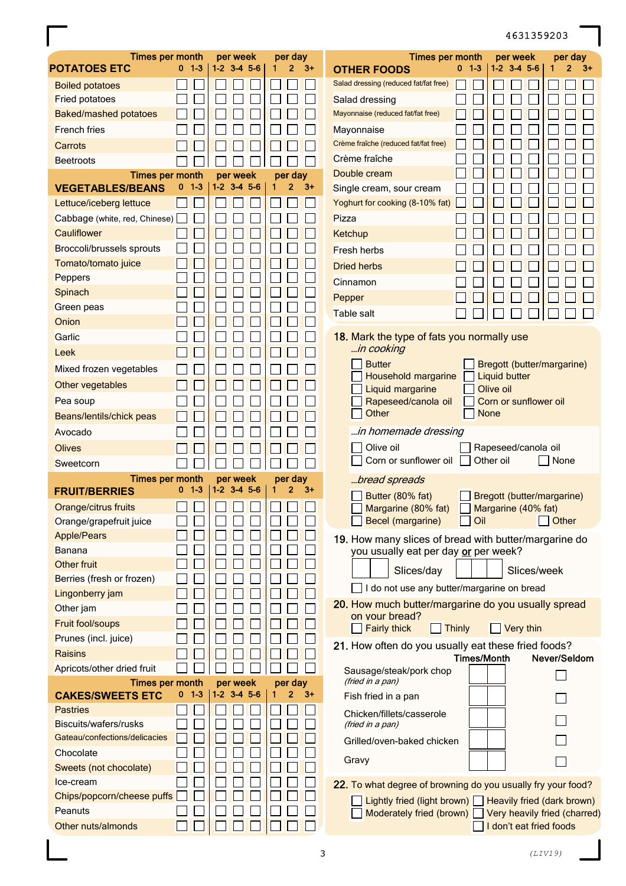4631359203

| POTATOES ETC | Times per month 0 | 1-3 | per week 1-2 | 3-4 | 5-6 | per day 1 | 2 | 3+ |
|---|---|---|---|---|---|---|---|---|
| Boiled potatoes | ☐ | ☐ | ☐ | ☐ | ☐ | ☐ | ☐ | ☐ |
| Fried potatoes | ☐ | ☐ | ☐ | ☐ | ☐ | ☐ | ☐ | ☐ |
| Baked/mashed potatoes | ☐ | ☐ | ☐ | ☐ | ☐ | ☐ | ☐ | ☐ |
| French fries | ☐ | ☐ | ☐ | ☐ | ☐ | ☐ | ☐ | ☐ |
| Carrots | ☐ | ☐ | ☐ | ☐ | ☐ | ☐ | ☐ | ☐ |
| Beetroots | ☐ | ☐ | ☐ | ☐ | ☐ | ☐ | ☐ | ☐ |

| VEGETABLES/BEANS | Times per month 0 | 1-3 | per week 1-2 | 3-4 | 5-6 | per day 1 | 2 | 3+ |
|---|---|---|---|---|---|---|---|---|
| Lettuce/iceberg lettuce | ☐ | ☐ | ☐ | ☐ | ☐ | ☐ | ☐ | ☐ |
| Cabbage (white, red, Chinese) | ☐ | ☐ | ☐ | ☐ | ☐ | ☐ | ☐ | ☐ |
| Cauliflower | ☐ | ☐ | ☐ | ☐ | ☐ | ☐ | ☐ | ☐ |
| Broccoli/brussels sprouts | ☐ | ☐ | ☐ | ☐ | ☐ | ☐ | ☐ | ☐ |
| Tomato/tomato juice | ☐ | ☐ | ☐ | ☐ | ☐ | ☐ | ☐ | ☐ |
| Peppers | ☐ | ☐ | ☐ | ☐ | ☐ | ☐ | ☐ | ☐ |
| Spinach | ☐ | ☐ | ☐ | ☐ | ☐ | ☐ | ☐ | ☐ |
| Green peas | ☐ | ☐ | ☐ | ☐ | ☐ | ☐ | ☐ | ☐ |
| Onion | ☐ | ☐ | ☐ | ☐ | ☐ | ☐ | ☐ | ☐ |
| Garlic | ☐ | ☐ | ☐ | ☐ | ☐ | ☐ | ☐ | ☐ |
| Leek | ☐ | ☐ | ☐ | ☐ | ☐ | ☐ | ☐ | ☐ |
| Mixed frozen vegetables | ☐ | ☐ | ☐ | ☐ | ☐ | ☐ | ☐ | ☐ |
| Other vegetables | ☐ | ☐ | ☐ | ☐ | ☐ | ☐ | ☐ | ☐ |
| Pea soup | ☐ | ☐ | ☐ | ☐ | ☐ | ☐ | ☐ | ☐ |
| Beans/lentils/chick peas | ☐ | ☐ | ☐ | ☐ | ☐ | ☐ | ☐ | ☐ |
| Avocado | ☐ | ☐ | ☐ | ☐ | ☐ | ☐ | ☐ | ☐ |
| Olives | ☐ | ☐ | ☐ | ☐ | ☐ | ☐ | ☐ | ☐ |
| Sweetcorn | ☐ | ☐ | ☐ | ☐ | ☐ | ☐ | ☐ | ☐ |

| FRUIT/BERRIES | Times per month 0 | 1-3 | per week 1-2 | 3-4 | 5-6 | per day 1 | 2 | 3+ |
|---|---|---|---|---|---|---|---|---|
| Orange/citrus fruits | ☐ | ☐ | ☐ | ☐ | ☐ | ☐ | ☐ | ☐ |
| Orange/grapefruit juice | ☐ | ☐ | ☐ | ☐ | ☐ | ☐ | ☐ | ☐ |
| Apple/Pears | ☐ | ☐ | ☐ | ☐ | ☐ | ☐ | ☐ | ☐ |
| Banana | ☐ | ☐ | ☐ | ☐ | ☐ | ☐ | ☐ | ☐ |
| Other fruit | ☐ | ☐ | ☐ | ☐ | ☐ | ☐ | ☐ | ☐ |
| Berries (fresh or frozen) | ☐ | ☐ | ☐ | ☐ | ☐ | ☐ | ☐ | ☐ |
| Lingonberry jam | ☐ | ☐ | ☐ | ☐ | ☐ | ☐ | ☐ | ☐ |
| Other jam | ☐ | ☐ | ☐ | ☐ | ☐ | ☐ | ☐ | ☐ |
| Fruit fool/soups | ☐ | ☐ | ☐ | ☐ | ☐ | ☐ | ☐ | ☐ |
| Prunes (incl. juice) | ☐ | ☐ | ☐ | ☐ | ☐ | ☐ | ☐ | ☐ |
| Raisins | ☐ | ☐ | ☐ | ☐ | ☐ | ☐ | ☐ | ☐ |
| Apricots/other dried fruit | ☐ | ☐ | ☐ | ☐ | ☐ | ☐ | ☐ | ☐ |

| CAKES/SWEETS ETC | Times per month 0 | 1-3 | per week 1-2 | 3-4 | 5-6 | per day 1 | 2 | 3+ |
|---|---|---|---|---|---|---|---|---|
| Pastries | ☐ | ☐ | ☐ | ☐ | ☐ | ☐ | ☐ | ☐ |
| Biscuits/wafers/rusks | ☐ | ☐ | ☐ | ☐ | ☐ | ☐ | ☐ | ☐ |
| Gateau/confections/delicacies | ☐ | ☐ | ☐ | ☐ | ☐ | ☐ | ☐ | ☐ |
| Chocolate | ☐ | ☐ | ☐ | ☐ | ☐ | ☐ | ☐ | ☐ |
| Sweets (not chocolate) | ☐ | ☐ | ☐ | ☐ | ☐ | ☐ | ☐ | ☐ |
| Ice-cream | ☐ | ☐ | ☐ | ☐ | ☐ | ☐ | ☐ | ☐ |
| Chips/popcorn/cheese puffs | ☐ | ☐ | ☐ | ☐ | ☐ | ☐ | ☐ | ☐ |
| Peanuts | ☐ | ☐ | ☐ | ☐ | ☐ | ☐ | ☐ | ☐ |
| Other nuts/almonds | ☐ | ☐ | ☐ | ☐ | ☐ | ☐ | ☐ | ☐ |

| OTHER FOODS | Times per month 0 | 1-3 | per week 1-2 | 3-4 | 5-6 | per day 1 | 2 | 3+ |
|---|---|---|---|---|---|---|---|---|
| Salad dressing (reduced fat/fat free) | ☐ | ☐ | ☐ | ☐ | ☐ | ☐ | ☐ | ☐ |
| Salad dressing | ☐ | ☐ | ☐ | ☐ | ☐ | ☐ | ☐ | ☐ |
| Mayonnaise (reduced fat/fat free) | ☐ | ☐ | ☐ | ☐ | ☐ | ☐ | ☐ | ☐ |
| Mayonnaise | ☐ | ☐ | ☐ | ☐ | ☐ | ☐ | ☐ | ☐ |
| Crème fraîche (reduced fat/fat free) | ☐ | ☐ | ☐ | ☐ | ☐ | ☐ | ☐ | ☐ |
| Crème fraîche | ☐ | ☐ | ☐ | ☐ | ☐ | ☐ | ☐ | ☐ |
| Double cream | ☐ | ☐ | ☐ | ☐ | ☐ | ☐ | ☐ | ☐ |
| Single cream, sour cream | ☐ | ☐ | ☐ | ☐ | ☐ | ☐ | ☐ | ☐ |
| Yoghurt for cooking (8-10% fat) | ☐ | ☐ | ☐ | ☐ | ☐ | ☐ | ☐ | ☐ |
| Pizza | ☐ | ☐ | ☐ | ☐ | ☐ | ☐ | ☐ | ☐ |
| Ketchup | ☐ | ☐ | ☐ | ☐ | ☐ | ☐ | ☐ | ☐ |
| Fresh herbs | ☐ | ☐ | ☐ | ☐ | ☐ | ☐ | ☐ | ☐ |
| Dried herbs | ☐ | ☐ | ☐ | ☐ | ☐ | ☐ | ☐ | ☐ |
| Cinnamon | ☐ | ☐ | ☐ | ☐ | ☐ | ☐ | ☐ | ☐ |
| Pepper | ☐ | ☐ | ☐ | ☐ | ☐ | ☐ | ☐ | ☐ |
| Table salt | ☐ | ☐ | ☐ | ☐ | ☐ | ☐ | ☐ | ☐ |

**18.** Mark the type of fats you normally use

*...in cooking*

- ☐ Butter
- ☐ Household margarine
- ☐ Liquid margarine
- ☐ Rapeseed/canola oil
- ☐ Other
- ☐ Bregott (butter/margarine)
- ☐ Liquid butter
- ☐ Olive oil
- ☐ Corn or sunflower oil
- ☐ None

*...in homemade dressing*

- ☐ Olive oil
- ☐ Corn or sunflower oil
- ☐ Rapeseed/canola oil
- ☐ Other oil
- ☐ None

*...bread spreads*

- ☐ Butter (80% fat)
- ☐ Margarine (80% fat)
- ☐ Becel (margarine)
- ☐ Bregott (butter/margarine)
- ☐ Margarine (40% fat)
- ☐ Oil
- ☐ Other

**19.** How many slices of bread with butter/margarine do you usually eat per day **or** per week?

☐☐ Slices/day ☐☐☐ Slices/week

☐ I do not use any butter/margarine on bread

**20.** How much butter/margarine do you usually spread on your bread?

☐ Fairly thick ☐ Thinly ☐ Very thin

**21.** How often do you usually eat these fried foods?

| | Times/Month | Never/Seldom |
|---|---|---|
| Sausage/steak/pork chop *(fried in a pan)* | ☐☐ | ☐ |
| Fish fried in a pan | ☐☐ | ☐ |
| Chicken/fillets/casserole *(fried in a pan)* | ☐☐ | ☐ |
| Grilled/oven-baked chicken | ☐☐ | ☐ |
| Gravy | ☐☐ | ☐ |

**22.** To what degree of browning do you usually fry your food?

- ☐ Lightly fried (light brown)
- ☐ Moderately fried (brown)
- ☐ Heavily fried (dark brown)
- ☐ Very heavily fried (charred)
- ☐ I don't eat fried foods

(LIV19)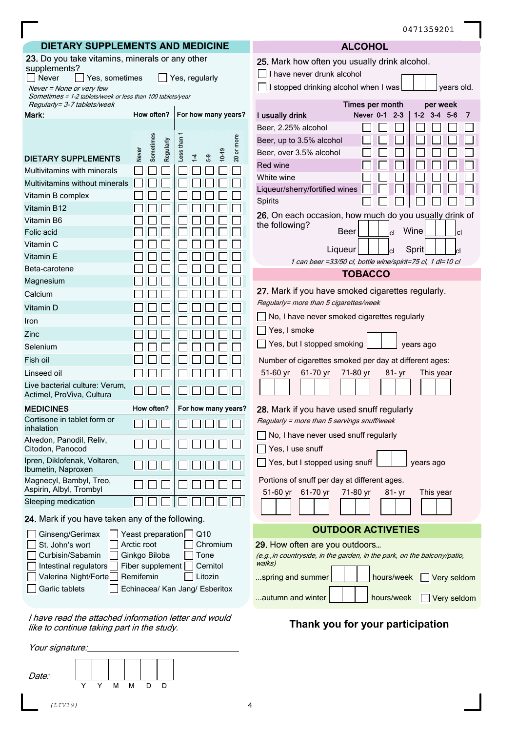0471359201

## DIETARY SUPPLEMENTS AND MEDICINE

**23.** Do you take vitamins, minerals or any other supplements?

☐ Never ☐ Yes, sometimes ☐ Yes, regularly

*Never = None or very few*
*Sometimes = 1-2 tablets/week or less than 100 tablets/year*
*Regularly= 3-7 tablets/week*

| Mark: | How often? | | | For how many years? | | | | |
|---|---|---|---|---|---|---|---|---|
| **DIETARY SUPPLEMENTS** | Never | Sometimes | Regularly | Less than 1 | 1-4 | 5-9 | 10-19 | 20 or more |
| Multivitamins with minerals | ☐ | ☐ | ☐ | ☐ | ☐ | ☐ | ☐ | ☐ |
| Multivitamins without minerals | ☐ | ☐ | ☐ | ☐ | ☐ | ☐ | ☐ | ☐ |
| Vitamin B complex | ☐ | ☐ | ☐ | ☐ | ☐ | ☐ | ☐ | ☐ |
| Vitamin B12 | ☐ | ☐ | ☐ | ☐ | ☐ | ☐ | ☐ | ☐ |
| Vitamin B6 | ☐ | ☐ | ☐ | ☐ | ☐ | ☐ | ☐ | ☐ |
| Folic acid | ☐ | ☐ | ☐ | ☐ | ☐ | ☐ | ☐ | ☐ |
| Vitamin C | ☐ | ☐ | ☐ | ☐ | ☐ | ☐ | ☐ | ☐ |
| Vitamin E | ☐ | ☐ | ☐ | ☐ | ☐ | ☐ | ☐ | ☐ |
| Beta-carotene | ☐ | ☐ | ☐ | ☐ | ☐ | ☐ | ☐ | ☐ |
| Magnesium | ☐ | ☐ | ☐ | ☐ | ☐ | ☐ | ☐ | ☐ |
| Calcium | ☐ | ☐ | ☐ | ☐ | ☐ | ☐ | ☐ | ☐ |
| Vitamin D | ☐ | ☐ | ☐ | ☐ | ☐ | ☐ | ☐ | ☐ |
| Iron | ☐ | ☐ | ☐ | ☐ | ☐ | ☐ | ☐ | ☐ |
| Zinc | ☐ | ☐ | ☐ | ☐ | ☐ | ☐ | ☐ | ☐ |
| Selenium | ☐ | ☐ | ☐ | ☐ | ☐ | ☐ | ☐ | ☐ |
| Fish oil | ☐ | ☐ | ☐ | ☐ | ☐ | ☐ | ☐ | ☐ |
| Linseed oil | ☐ | ☐ | ☐ | ☐ | ☐ | ☐ | ☐ | ☐ |
| Live bacterial culture: Verum, Actimel, ProViva, Cultura | ☐ | ☐ | ☐ | ☐ | ☐ | ☐ | ☐ | ☐ |
| **MEDICINES** | **How often?** | | | **For how many years?** | | | | |
| Cortisone in tablet form or inhalation | ☐ | ☐ | ☐ | ☐ | ☐ | ☐ | ☐ | ☐ |
| Alvedon, Panodil, Reliv, Citodon, Panocod | ☐ | ☐ | ☐ | ☐ | ☐ | ☐ | ☐ | ☐ |
| Ipren, Diklofenak, Voltaren, Ibumetin, Naproxen | ☐ | ☐ | ☐ | ☐ | ☐ | ☐ | ☐ | ☐ |
| Magnecyl, Bambyl, Treo, Aspirin, Albyl, Trombyl | ☐ | ☐ | ☐ | ☐ | ☐ | ☐ | ☐ | ☐ |
| Sleeping medication | ☐ | ☐ | ☐ | ☐ | ☐ | ☐ | ☐ | ☐ |

**24.** Mark if you have taken any of the following.

☐ Ginseng/Gerimax ☐ Yeast preparation ☐ Q10
☐ St. John's wort ☐ Arctic root ☐ Chromium
☐ Curbisin/Sabamin ☐ Ginkgo Biloba ☐ Tone
☐ Intestinal regulators ☐ Fiber supplement ☐ Cernitol
☐ Valerina Night/Forte ☐ Remifemin ☐ Litozin
☐ Garlic tablets ☐ Echinacea/ Kan Jang/ Esberitox

## ALCOHOL

**25.** Mark how often you usually drink alcohol.

☐ I have never drunk alcohol
☐ I stopped drinking alcohol when I was ☐☐ years old.

| | Times per month | | | per week | | | |
|---|---|---|---|---|---|---|---|
| **I usually drink** | Never | 0-1 | 2-3 | 1-2 | 3-4 | 5-6 | 7 |
| Beer, 2.25% alcohol | ☐ | ☐ | ☐ | ☐ | ☐ | ☐ | ☐ |
| Beer, up to 3.5% alcohol | ☐ | ☐ | ☐ | ☐ | ☐ | ☐ | ☐ |
| Beer, over 3.5% alcohol | ☐ | ☐ | ☐ | ☐ | ☐ | ☐ | ☐ |
| Red wine | ☐ | ☐ | ☐ | ☐ | ☐ | ☐ | ☐ |
| White wine | ☐ | ☐ | ☐ | ☐ | ☐ | ☐ | ☐ |
| Liqueur/sherry/fortified wines | ☐ | ☐ | ☐ | ☐ | ☐ | ☐ | ☐ |
| Spirits | ☐ | ☐ | ☐ | ☐ | ☐ | ☐ | ☐ |

**26.** On each occasion, how much do you usually drink of the following?

Beer ☐☐☐ cl Wine ☐☐☐ cl
Liqueur ☐☐☐ cl Sprit ☐☐☐ cl

*1 can beer =33/50 cl, bottle wine/spirit=75 cl, 1 dl=10 cl*

## TOBACCO

**27.** Mark if you have smoked cigarettes regularly.

*Regularly= more than 5 cigarettes/week*

☐ No, I have never smoked cigarettes regularly
☐ Yes, I smoke
☐ Yes, but I stopped smoking ☐☐ years ago

Number of cigarettes smoked per day at different ages:

| 51-60 yr | 61-70 yr | 71-80 yr | 81- yr | This year |
|---|---|---|---|---|
| ☐☐ | ☐☐ | ☐☐ | ☐☐ | ☐☐ |

**28.** Mark if you have used snuff regularly

*Regularly = more than 5 servings snuff/week*

☐ No, I have never used snuff regularly
☐ Yes, I use snuff
☐ Yes, but I stopped using snuff ☐☐ years ago

Portions of snuff per day at different ages.

| 51-60 yr | 61-70 yr | 71-80 yr | 81- yr | This year |
|---|---|---|---|---|
| ☐☐ | ☐☐ | ☐☐ | ☐☐ | ☐☐ |

## OUTDOOR ACTIVETIES

**29.** How often are you outdoors...

*(e.g.,in countryside, in the garden, in the park, on the balcony/patio, walks)*

...spring and summer ☐☐☐ hours/week ☐ Very seldom

...autumn and winter ☐☐☐ hours/week ☐ Very seldom

*I have read the attached information letter and would like to continue taking part in the study.*

*Your signature:*\_\_\_\_\_\_\_\_\_\_\_\_\_\_\_\_\_\_\_\_\_\_\_\_\_\_\_\_\_\_

*Date:* ☐☐☐☐☐☐
Y Y M M D D

**Thank you for your participation**

(LIV19)